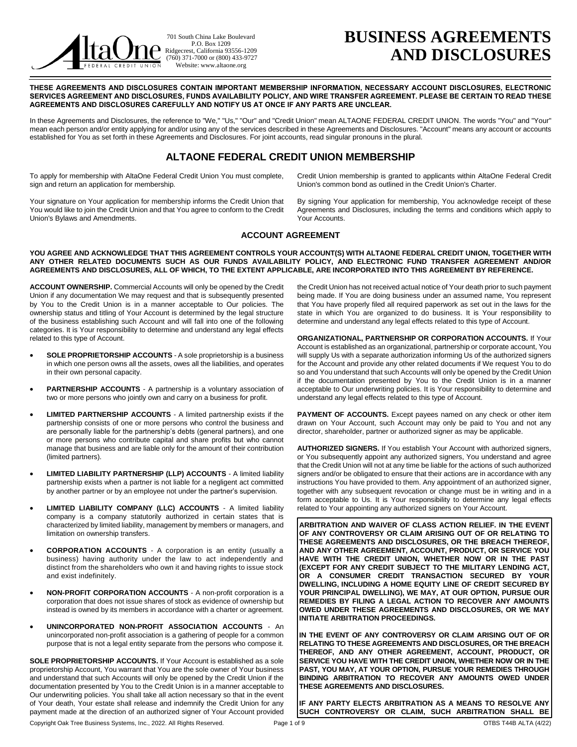701 South China Lake Boulevard
P.O. Box 1209
Ridgecrest, California 93556-1209
(760) 371-7000 or (800) 433-9727
Website: www.altaone.org

# BUSINESS AGREEMENTS AND DISCLOSURES

**THESE AGREEMENTS AND DISCLOSURES CONTAIN IMPORTANT MEMBERSHIP INFORMATION, NECESSARY ACCOUNT DISCLOSURES, ELECTRONIC SERVICES AGREEMENT AND DISCLOSURES, FUNDS AVAILABILITY POLICY, AND WIRE TRANSFER AGREEMENT. PLEASE BE CERTAIN TO READ THESE AGREEMENTS AND DISCLOSURES CAREFULLY AND NOTIFY US AT ONCE IF ANY PARTS ARE UNCLEAR.**

In these Agreements and Disclosures, the reference to "We," "Us," "Our" and "Credit Union" mean ALTAONE FEDERAL CREDIT UNION. The words "You" and "Your" mean each person and/or entity applying for and/or using any of the services described in these Agreements and Disclosures. "Account" means any account or accounts established for You as set forth in these Agreements and Disclosures. For joint accounts, read singular pronouns in the plural.

## ALTAONE FEDERAL CREDIT UNION MEMBERSHIP

To apply for membership with AltaOne Federal Credit Union You must complete, sign and return an application for membership.

Your signature on Your application for membership informs the Credit Union that You would like to join the Credit Union and that You agree to conform to the Credit Union's Bylaws and Amendments.

Credit Union membership is granted to applicants within AltaOne Federal Credit Union's common bond as outlined in the Credit Union's Charter.

By signing Your application for membership, You acknowledge receipt of these Agreements and Disclosures, including the terms and conditions which apply to Your Accounts.

### ACCOUNT AGREEMENT

**YOU AGREE AND ACKNOWLEDGE THAT THIS AGREEMENT CONTROLS YOUR ACCOUNT(S) WITH ALTAONE FEDERAL CREDIT UNION, TOGETHER WITH ANY OTHER RELATED DOCUMENTS SUCH AS OUR FUNDS AVAILABILITY POLICY, AND ELECTRONIC FUND TRANSFER AGREEMENT AND/OR AGREEMENTS AND DISCLOSURES, ALL OF WHICH, TO THE EXTENT APPLICABLE, ARE INCORPORATED INTO THIS AGREEMENT BY REFERENCE.**

**ACCOUNT OWNERSHIP.** Commercial Accounts will only be opened by the Credit Union if any documentation We may request and that is subsequently presented by You to the Credit Union is in a manner acceptable to Our policies. The ownership status and titling of Your Account is determined by the legal structure of the business establishing such Account and will fall into one of the following categories. It is Your responsibility to determine and understand any legal effects related to this type of Account.

- **SOLE PROPRIETORSHIP ACCOUNTS** - A sole proprietorship is a business in which one person owns all the assets, owes all the liabilities, and operates in their own personal capacity.
- **PARTNERSHIP ACCOUNTS** - A partnership is a voluntary association of two or more persons who jointly own and carry on a business for profit.
- **LIMITED PARTNERSHIP ACCOUNTS** - A limited partnership exists if the partnership consists of one or more persons who control the business and are personally liable for the partnership's debts (general partners), and one or more persons who contribute capital and share profits but who cannot manage that business and are liable only for the amount of their contribution (limited partners).
- **LIMITED LIABILITY PARTNERSHIP (LLP) ACCOUNTS** - A limited liability partnership exists when a partner is not liable for a negligent act committed by another partner or by an employee not under the partner's supervision.
- **LIMITED LIABILITY COMPANY (LLC) ACCOUNTS** - A limited liability company is a company statutorily authorized in certain states that is characterized by limited liability, management by members or managers, and limitation on ownership transfers.
- **CORPORATION ACCOUNTS** - A corporation is an entity (usually a business) having authority under the law to act independently and distinct from the shareholders who own it and having rights to issue stock and exist indefinitely.
- **NON-PROFIT CORPORATION ACCOUNTS** - A non-profit corporation is a corporation that does not issue shares of stock as evidence of ownership but instead is owned by its members in accordance with a charter or agreement.
- **UNINCORPORATED NON-PROFIT ASSOCIATION ACCOUNTS** - An unincorporated non-profit association is a gathering of people for a common purpose that is not a legal entity separate from the persons who compose it.

**SOLE PROPRIETORSHIP ACCOUNTS.** If Your Account is established as a sole proprietorship Account, You warrant that You are the sole owner of Your business and understand that such Accounts will only be opened by the Credit Union if the documentation presented by You to the Credit Union is in a manner acceptable to Our underwriting policies. You shall take all action necessary so that in the event of Your death, Your estate shall release and indemnify the Credit Union for any payment made at the direction of an authorized signer of Your Account provided the Credit Union has not received actual notice of Your death prior to such payment being made. If You are doing business under an assumed name, You represent that You have properly filed all required paperwork as set out in the laws for the state in which You are organized to do business. It is Your responsibility to determine and understand any legal effects related to this type of Account.

**ORGANIZATIONAL, PARTNERSHIP OR CORPORATION ACCOUNTS.** If Your Account is established as an organizational, partnership or corporate account, You will supply Us with a separate authorization informing Us of the authorized signers for the Account and provide any other related documents if We request You to do so and You understand that such Accounts will only be opened by the Credit Union if the documentation presented by You to the Credit Union is in a manner acceptable to Our underwriting policies. It is Your responsibility to determine and understand any legal effects related to this type of Account.

**PAYMENT OF ACCOUNTS.** Except payees named on any check or other item drawn on Your Account, such Account may only be paid to You and not any director, shareholder, partner or authorized signer as may be applicable.

**AUTHORIZED SIGNERS.** If You establish Your Account with authorized signers, or You subsequently appoint any authorized signers, You understand and agree that the Credit Union will not at any time be liable for the actions of such authorized signers and/or be obligated to ensure that their actions are in accordance with any instructions You have provided to them. Any appointment of an authorized signer, together with any subsequent revocation or change must be in writing and in a form acceptable to Us. It is Your responsibility to determine any legal effects related to Your appointing any authorized signers on Your Account.

**ARBITRATION AND WAIVER OF CLASS ACTION RELIEF. IN THE EVENT OF ANY CONTROVERSY OR CLAIM ARISING OUT OF OR RELATING TO THESE AGREEMENTS AND DISCLOSURES, OR THE BREACH THEREOF, AND ANY OTHER AGREEMENT, ACCOUNT, PRODUCT, OR SERVICE YOU HAVE WITH THE CREDIT UNION, WHETHER NOW OR IN THE PAST (EXCEPT FOR ANY CREDIT SUBJECT TO THE MILITARY LENDING ACT, OR A CONSUMER CREDIT TRANSACTION SECURED BY YOUR DWELLING, INCLUDING A HOME EQUITY LINE OF CREDIT SECURED BY YOUR PRINCIPAL DWELLING), WE MAY, AT OUR OPTION, PURSUE OUR REMEDIES BY FILING A LEGAL ACTION TO RECOVER ANY AMOUNTS OWED UNDER THESE AGREEMENTS AND DISCLOSURES, OR WE MAY INITIATE ARBITRATION PROCEEDINGS.**

**IN THE EVENT OF ANY CONTROVERSY OR CLAIM ARISING OUT OF OR RELATING TO THESE AGREEMENTS AND DISCLOSURES, OR THE BREACH THEREOF, AND ANY OTHER AGREEMENT, ACCOUNT, PRODUCT, OR SERVICE YOU HAVE WITH THE CREDIT UNION, WHETHER NOW OR IN THE PAST, YOU MAY, AT YOUR OPTION, PURSUE YOUR REMEDIES THROUGH BINDING ARBITRATION TO RECOVER ANY AMOUNTS OWED UNDER THESE AGREEMENTS AND DISCLOSURES.**

**IF ANY PARTY ELECTS ARBITRATION AS A MEANS TO RESOLVE ANY SUCH CONTROVERSY OR CLAIM, SUCH ARBITRATION SHALL BE**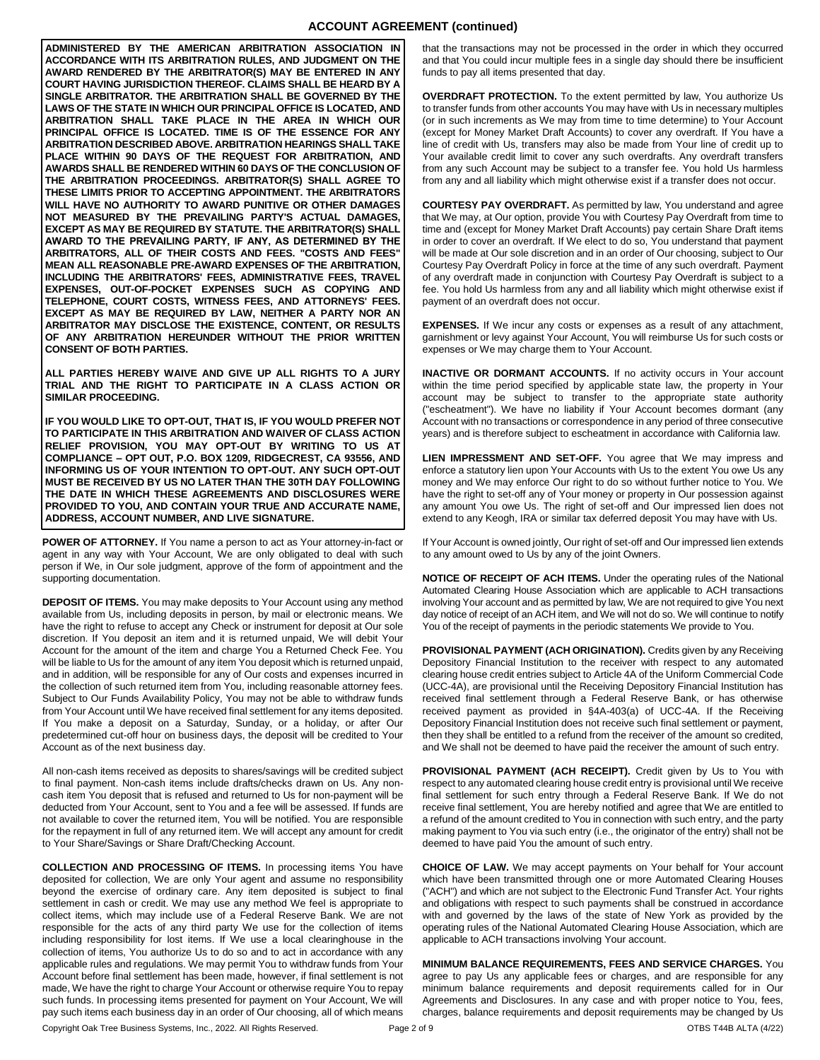## ACCOUNT AGREEMENT (continued)

**ADMINISTERED BY THE AMERICAN ARBITRATION ASSOCIATION IN ACCORDANCE WITH ITS ARBITRATION RULES, AND JUDGMENT ON THE AWARD RENDERED BY THE ARBITRATOR(S) MAY BE ENTERED IN ANY COURT HAVING JURISDICTION THEREOF. CLAIMS SHALL BE HEARD BY A SINGLE ARBITRATOR. THE ARBITRATION SHALL BE GOVERNED BY THE LAWS OF THE STATE IN WHICH OUR PRINCIPAL OFFICE IS LOCATED, AND ARBITRATION SHALL TAKE PLACE IN THE AREA IN WHICH OUR PRINCIPAL OFFICE IS LOCATED. TIME IS OF THE ESSENCE FOR ANY ARBITRATION DESCRIBED ABOVE. ARBITRATION HEARINGS SHALL TAKE PLACE WITHIN 90 DAYS OF THE REQUEST FOR ARBITRATION, AND AWARDS SHALL BE RENDERED WITHIN 60 DAYS OF THE CONCLUSION OF THE ARBITRATION PROCEEDINGS. ARBITRATOR(S) SHALL AGREE TO THESE LIMITS PRIOR TO ACCEPTING APPOINTMENT. THE ARBITRATORS WILL HAVE NO AUTHORITY TO AWARD PUNITIVE OR OTHER DAMAGES NOT MEASURED BY THE PREVAILING PARTY'S ACTUAL DAMAGES, EXCEPT AS MAY BE REQUIRED BY STATUTE. THE ARBITRATOR(S) SHALL AWARD TO THE PREVAILING PARTY, IF ANY, AS DETERMINED BY THE ARBITRATORS, ALL OF THEIR COSTS AND FEES. "COSTS AND FEES" MEAN ALL REASONABLE PRE-AWARD EXPENSES OF THE ARBITRATION, INCLUDING THE ARBITRATORS' FEES, ADMINISTRATIVE FEES, TRAVEL EXPENSES, OUT-OF-POCKET EXPENSES SUCH AS COPYING AND TELEPHONE, COURT COSTS, WITNESS FEES, AND ATTORNEYS' FEES. EXCEPT AS MAY BE REQUIRED BY LAW, NEITHER A PARTY NOR AN ARBITRATOR MAY DISCLOSE THE EXISTENCE, CONTENT, OR RESULTS OF ANY ARBITRATION HEREUNDER WITHOUT THE PRIOR WRITTEN CONSENT OF BOTH PARTIES.**

**ALL PARTIES HEREBY WAIVE AND GIVE UP ALL RIGHTS TO A JURY TRIAL AND THE RIGHT TO PARTICIPATE IN A CLASS ACTION OR SIMILAR PROCEEDING.**

**IF YOU WOULD LIKE TO OPT-OUT, THAT IS, IF YOU WOULD PREFER NOT TO PARTICIPATE IN THIS ARBITRATION AND WAIVER OF CLASS ACTION RELIEF PROVISION, YOU MAY OPT-OUT BY WRITING TO US AT COMPLIANCE – OPT OUT, P.O. BOX 1209, RIDGECREST, CA 93556, AND INFORMING US OF YOUR INTENTION TO OPT-OUT. ANY SUCH OPT-OUT MUST BE RECEIVED BY US NO LATER THAN THE 30TH DAY FOLLOWING THE DATE IN WHICH THESE AGREEMENTS AND DISCLOSURES WERE PROVIDED TO YOU, AND CONTAIN YOUR TRUE AND ACCURATE NAME, ADDRESS, ACCOUNT NUMBER, AND LIVE SIGNATURE.**

**POWER OF ATTORNEY.** If You name a person to act as Your attorney-in-fact or agent in any way with Your Account, We are only obligated to deal with such person if We, in Our sole judgment, approve of the form of appointment and the supporting documentation.

**DEPOSIT OF ITEMS.** You may make deposits to Your Account using any method available from Us, including deposits in person, by mail or electronic means. We have the right to refuse to accept any Check or instrument for deposit at Our sole discretion. If You deposit an item and it is returned unpaid, We will debit Your Account for the amount of the item and charge You a Returned Check Fee. You will be liable to Us for the amount of any item You deposit which is returned unpaid, and in addition, will be responsible for any of Our costs and expenses incurred in the collection of such returned item from You, including reasonable attorney fees. Subject to Our Funds Availability Policy, You may not be able to withdraw funds from Your Account until We have received final settlement for any items deposited. If You make a deposit on a Saturday, Sunday, or a holiday, or after Our predetermined cut-off hour on business days, the deposit will be credited to Your Account as of the next business day.

All non-cash items received as deposits to shares/savings will be credited subject to final payment. Non-cash items include drafts/checks drawn on Us. Any non-cash item You deposit that is refused and returned to Us for non-payment will be deducted from Your Account, sent to You and a fee will be assessed. If funds are not available to cover the returned item, You will be notified. You are responsible for the repayment in full of any returned item. We will accept any amount for credit to Your Share/Savings or Share Draft/Checking Account.

**COLLECTION AND PROCESSING OF ITEMS.** In processing items You have deposited for collection, We are only Your agent and assume no responsibility beyond the exercise of ordinary care. Any item deposited is subject to final settlement in cash or credit. We may use any method We feel is appropriate to collect items, which may include use of a Federal Reserve Bank. We are not responsible for the acts of any third party We use for the collection of items including responsibility for lost items. If We use a local clearinghouse in the collection of items, You authorize Us to do so and to act in accordance with any applicable rules and regulations. We may permit You to withdraw funds from Your Account before final settlement has been made, however, if final settlement is not made, We have the right to charge Your Account or otherwise require You to repay such funds. In processing items presented for payment on Your Account, We will pay such items each business day in an order of Our choosing, all of which means that the transactions may not be processed in the order in which they occurred and that You could incur multiple fees in a single day should there be insufficient funds to pay all items presented that day.

**OVERDRAFT PROTECTION.** To the extent permitted by law, You authorize Us to transfer funds from other accounts You may have with Us in necessary multiples (or in such increments as We may from time to time determine) to Your Account (except for Money Market Draft Accounts) to cover any overdraft. If You have a line of credit with Us, transfers may also be made from Your line of credit up to Your available credit limit to cover any such overdrafts. Any overdraft transfers from any such Account may be subject to a transfer fee. You hold Us harmless from any and all liability which might otherwise exist if a transfer does not occur.

**COURTESY PAY OVERDRAFT.** As permitted by law, You understand and agree that We may, at Our option, provide You with Courtesy Pay Overdraft from time to time and (except for Money Market Draft Accounts) pay certain Share Draft items in order to cover an overdraft. If We elect to do so, You understand that payment will be made at Our sole discretion and in an order of Our choosing, subject to Our Courtesy Pay Overdraft Policy in force at the time of any such overdraft. Payment of any overdraft made in conjunction with Courtesy Pay Overdraft is subject to a fee. You hold Us harmless from any and all liability which might otherwise exist if payment of an overdraft does not occur.

**EXPENSES.** If We incur any costs or expenses as a result of any attachment, garnishment or levy against Your Account, You will reimburse Us for such costs or expenses or We may charge them to Your Account.

**INACTIVE OR DORMANT ACCOUNTS.** If no activity occurs in Your account within the time period specified by applicable state law, the property in Your account may be subject to transfer to the appropriate state authority ("escheatment"). We have no liability if Your Account becomes dormant (any Account with no transactions or correspondence in any period of three consecutive years) and is therefore subject to escheatment in accordance with California law.

**LIEN IMPRESSMENT AND SET-OFF.** You agree that We may impress and enforce a statutory lien upon Your Accounts with Us to the extent You owe Us any money and We may enforce Our right to do so without further notice to You. We have the right to set-off any of Your money or property in Our possession against any amount You owe Us. The right of set-off and Our impressed lien does not extend to any Keogh, IRA or similar tax deferred deposit You may have with Us.

If Your Account is owned jointly, Our right of set-off and Our impressed lien extends to any amount owed to Us by any of the joint Owners.

**NOTICE OF RECEIPT OF ACH ITEMS.** Under the operating rules of the National Automated Clearing House Association which are applicable to ACH transactions involving Your account and as permitted by law, We are not required to give You next day notice of receipt of an ACH item, and We will not do so. We will continue to notify You of the receipt of payments in the periodic statements We provide to You.

**PROVISIONAL PAYMENT (ACH ORIGINATION).** Credits given by any Receiving Depository Financial Institution to the receiver with respect to any automated clearing house credit entries subject to Article 4A of the Uniform Commercial Code (UCC-4A), are provisional until the Receiving Depository Financial Institution has received final settlement through a Federal Reserve Bank, or has otherwise received payment as provided in §4A-403(a) of UCC-4A. If the Receiving Depository Financial Institution does not receive such final settlement or payment, then they shall be entitled to a refund from the receiver of the amount so credited, and We shall not be deemed to have paid the receiver the amount of such entry.

**PROVISIONAL PAYMENT (ACH RECEIPT).** Credit given by Us to You with respect to any automated clearing house credit entry is provisional until We receive final settlement for such entry through a Federal Reserve Bank. If We do not receive final settlement, You are hereby notified and agree that We are entitled to a refund of the amount credited to You in connection with such entry, and the party making payment to You via such entry (i.e., the originator of the entry) shall not be deemed to have paid You the amount of such entry.

**CHOICE OF LAW.** We may accept payments on Your behalf for Your account which have been transmitted through one or more Automated Clearing Houses ("ACH") and which are not subject to the Electronic Fund Transfer Act. Your rights and obligations with respect to such payments shall be construed in accordance with and governed by the laws of the state of New York as provided by the operating rules of the National Automated Clearing House Association, which are applicable to ACH transactions involving Your account.

**MINIMUM BALANCE REQUIREMENTS, FEES AND SERVICE CHARGES.** You agree to pay Us any applicable fees or charges, and are responsible for any minimum balance requirements and deposit requirements called for in Our Agreements and Disclosures. In any case and with proper notice to You, fees, charges, balance requirements and deposit requirements may be changed by Us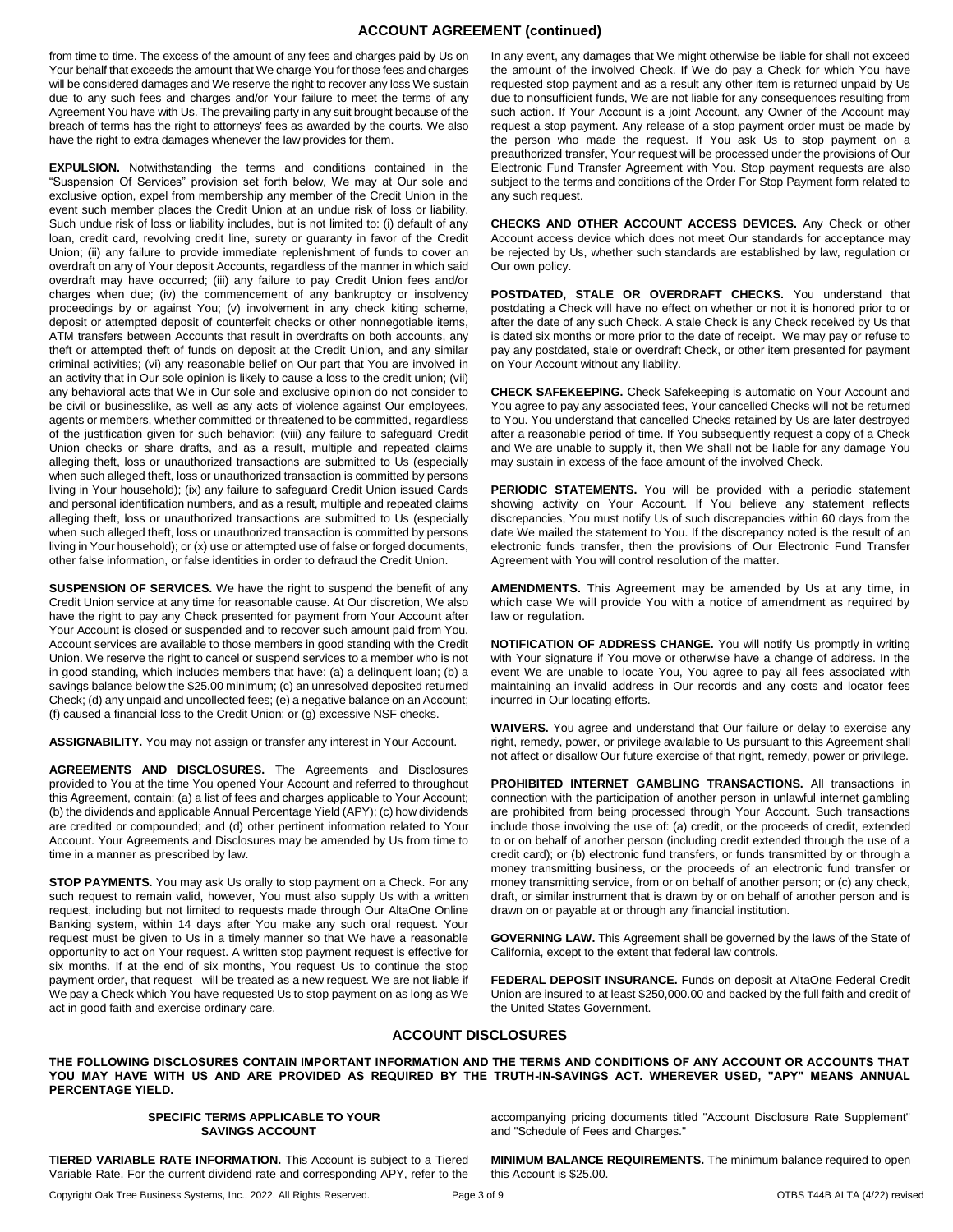## ACCOUNT AGREEMENT (continued)

from time to time. The excess of the amount of any fees and charges paid by Us on Your behalf that exceeds the amount that We charge You for those fees and charges will be considered damages and We reserve the right to recover any loss We sustain due to any such fees and charges and/or Your failure to meet the terms of any Agreement You have with Us. The prevailing party in any suit brought because of the breach of terms has the right to attorneys' fees as awarded by the courts. We also have the right to extra damages whenever the law provides for them.

**EXPULSION.** Notwithstanding the terms and conditions contained in the "Suspension Of Services" provision set forth below, We may at Our sole and exclusive option, expel from membership any member of the Credit Union in the event such member places the Credit Union at an undue risk of loss or liability. Such undue risk of loss or liability includes, but is not limited to: (i) default of any loan, credit card, revolving credit line, surety or guaranty in favor of the Credit Union; (ii) any failure to provide immediate replenishment of funds to cover an overdraft on any of Your deposit Accounts, regardless of the manner in which said overdraft may have occurred; (iii) any failure to pay Credit Union fees and/or charges when due; (iv) the commencement of any bankruptcy or insolvency proceedings by or against You; (v) involvement in any check kiting scheme, deposit or attempted deposit of counterfeit checks or other nonnegotiable items, ATM transfers between Accounts that result in overdrafts on both accounts, any theft or attempted theft of funds on deposit at the Credit Union, and any similar criminal activities; (vi) any reasonable belief on Our part that You are involved in an activity that in Our sole opinion is likely to cause a loss to the credit union; (vii) any behavioral acts that We in Our sole and exclusive opinion do not consider to be civil or businesslike, as well as any acts of violence against Our employees, agents or members, whether committed or threatened to be committed, regardless of the justification given for such behavior; (viii) any failure to safeguard Credit Union checks or share drafts, and as a result, multiple and repeated claims alleging theft, loss or unauthorized transactions are submitted to Us (especially when such alleged theft, loss or unauthorized transaction is committed by persons living in Your household); (ix) any failure to safeguard Credit Union issued Cards and personal identification numbers, and as a result, multiple and repeated claims alleging theft, loss or unauthorized transactions are submitted to Us (especially when such alleged theft, loss or unauthorized transaction is committed by persons living in Your household); or (x) use or attempted use of false or forged documents, other false information, or false identities in order to defraud the Credit Union.

**SUSPENSION OF SERVICES.** We have the right to suspend the benefit of any Credit Union service at any time for reasonable cause. At Our discretion, We also have the right to pay any Check presented for payment from Your Account after Your Account is closed or suspended and to recover such amount paid from You. Account services are available to those members in good standing with the Credit Union. We reserve the right to cancel or suspend services to a member who is not in good standing, which includes members that have: (a) a delinquent loan; (b) a savings balance below the $25.00 minimum; (c) an unresolved deposited returned Check; (d) any unpaid and uncollected fees; (e) a negative balance on an Account; (f) caused a financial loss to the Credit Union; or (g) excessive NSF checks.

**ASSIGNABILITY.** You may not assign or transfer any interest in Your Account.

**AGREEMENTS AND DISCLOSURES.** The Agreements and Disclosures provided to You at the time You opened Your Account and referred to throughout this Agreement, contain: (a) a list of fees and charges applicable to Your Account; (b) the dividends and applicable Annual Percentage Yield (APY); (c) how dividends are credited or compounded; and (d) other pertinent information related to Your Account. Your Agreements and Disclosures may be amended by Us from time to time in a manner as prescribed by law.

**STOP PAYMENTS.** You may ask Us orally to stop payment on a Check. For any such request to remain valid, however, You must also supply Us with a written request, including but not limited to requests made through Our AltaOne Online Banking system, within 14 days after You make any such oral request. Your request must be given to Us in a timely manner so that We have a reasonable opportunity to act on Your request. A written stop payment request is effective for six months. If at the end of six months, You request Us to continue the stop payment order, that request will be treated as a new request. We are not liable if We pay a Check which You have requested Us to stop payment on as long as We act in good faith and exercise ordinary care.

In any event, any damages that We might otherwise be liable for shall not exceed the amount of the involved Check. If We do pay a Check for which You have requested stop payment and as a result any other item is returned unpaid by Us due to nonsufficient funds, We are not liable for any consequences resulting from such action. If Your Account is a joint Account, any Owner of the Account may request a stop payment. Any release of a stop payment order must be made by the person who made the request. If You ask Us to stop payment on a preauthorized transfer, Your request will be processed under the provisions of Our Electronic Fund Transfer Agreement with You. Stop payment requests are also subject to the terms and conditions of the Order For Stop Payment form related to any such request.

**CHECKS AND OTHER ACCOUNT ACCESS DEVICES.** Any Check or other Account access device which does not meet Our standards for acceptance may be rejected by Us, whether such standards are established by law, regulation or Our own policy.

**POSTDATED, STALE OR OVERDRAFT CHECKS.** You understand that postdating a Check will have no effect on whether or not it is honored prior to or after the date of any such Check. A stale Check is any Check received by Us that is dated six months or more prior to the date of receipt. We may pay or refuse to pay any postdated, stale or overdraft Check, or other item presented for payment on Your Account without any liability.

**CHECK SAFEKEEPING.** Check Safekeeping is automatic on Your Account and You agree to pay any associated fees, Your cancelled Checks will not be returned to You. You understand that cancelled Checks retained by Us are later destroyed after a reasonable period of time. If You subsequently request a copy of a Check and We are unable to supply it, then We shall not be liable for any damage You may sustain in excess of the face amount of the involved Check.

**PERIODIC STATEMENTS.** You will be provided with a periodic statement showing activity on Your Account. If You believe any statement reflects discrepancies, You must notify Us of such discrepancies within 60 days from the date We mailed the statement to You. If the discrepancy noted is the result of an electronic funds transfer, then the provisions of Our Electronic Fund Transfer Agreement with You will control resolution of the matter.

**AMENDMENTS.** This Agreement may be amended by Us at any time, in which case We will provide You with a notice of amendment as required by law or regulation.

**NOTIFICATION OF ADDRESS CHANGE.** You will notify Us promptly in writing with Your signature if You move or otherwise have a change of address. In the event We are unable to locate You, You agree to pay all fees associated with maintaining an invalid address in Our records and any costs and locator fees incurred in Our locating efforts.

**WAIVERS.** You agree and understand that Our failure or delay to exercise any right, remedy, power, or privilege available to Us pursuant to this Agreement shall not affect or disallow Our future exercise of that right, remedy, power or privilege.

**PROHIBITED INTERNET GAMBLING TRANSACTIONS.** All transactions in connection with the participation of another person in unlawful internet gambling are prohibited from being processed through Your Account. Such transactions include those involving the use of: (a) credit, or the proceeds of credit, extended to or on behalf of another person (including credit extended through the use of a credit card); or (b) electronic fund transfers, or funds transmitted by or through a money transmitting business, or the proceeds of an electronic fund transfer or money transmitting service, from or on behalf of another person; or (c) any check, draft, or similar instrument that is drawn by or on behalf of another person and is drawn on or payable at or through any financial institution.

**GOVERNING LAW.** This Agreement shall be governed by the laws of the State of California, except to the extent that federal law controls.

**FEDERAL DEPOSIT INSURANCE.** Funds on deposit at AltaOne Federal Credit Union are insured to at least $250,000.00 and backed by the full faith and credit of the United States Government.

## ACCOUNT DISCLOSURES

**THE FOLLOWING DISCLOSURES CONTAIN IMPORTANT INFORMATION AND THE TERMS AND CONDITIONS OF ANY ACCOUNT OR ACCOUNTS THAT YOU MAY HAVE WITH US AND ARE PROVIDED AS REQUIRED BY THE TRUTH-IN-SAVINGS ACT. WHEREVER USED, "APY" MEANS ANNUAL PERCENTAGE YIELD.**

### SPECIFIC TERMS APPLICABLE TO YOUR SAVINGS ACCOUNT

**TIERED VARIABLE RATE INFORMATION.** This Account is subject to a Tiered Variable Rate. For the current dividend rate and corresponding APY, refer to the accompanying pricing documents titled "Account Disclosure Rate Supplement" and "Schedule of Fees and Charges."

**MINIMUM BALANCE REQUIREMENTS.** The minimum balance required to open this Account is $25.00.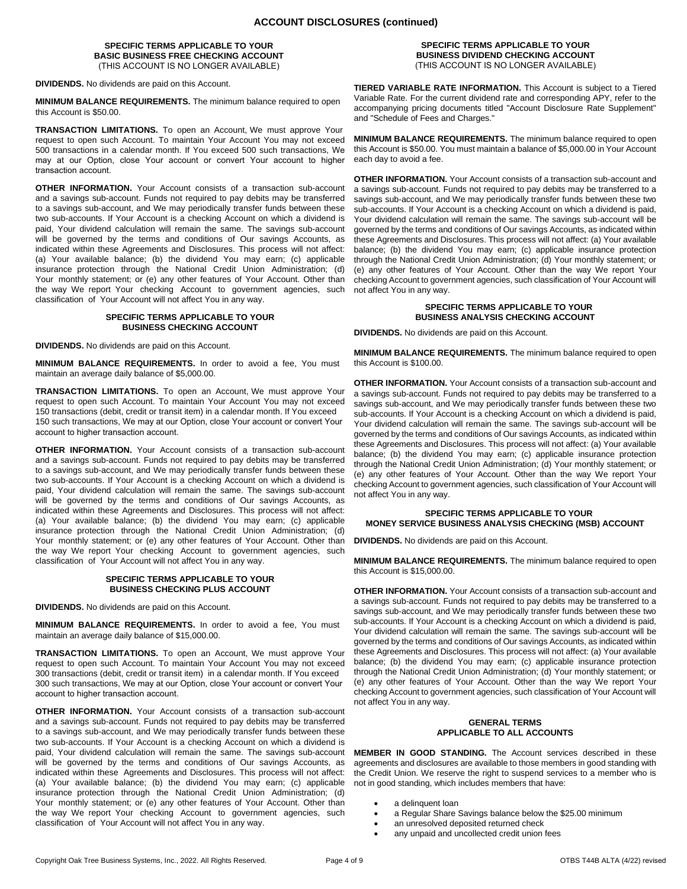## ACCOUNT DISCLOSURES (continued)

### SPECIFIC TERMS APPLICABLE TO YOUR BASIC BUSINESS FREE CHECKING ACCOUNT
(THIS ACCOUNT IS NO LONGER AVAILABLE)

**DIVIDENDS.** No dividends are paid on this Account.

**MINIMUM BALANCE REQUIREMENTS.** The minimum balance required to open this Account is $50.00.

**TRANSACTION LIMITATIONS.** To open an Account, We must approve Your request to open such Account. To maintain Your Account You may not exceed 500 transactions in a calendar month. If You exceed 500 such transactions, We may at our Option, close Your account or convert Your account to higher transaction account.

**OTHER INFORMATION.** Your Account consists of a transaction sub-account and a savings sub-account. Funds not required to pay debits may be transferred to a savings sub-account, and We may periodically transfer funds between these two sub-accounts. If Your Account is a checking Account on which a dividend is paid, Your dividend calculation will remain the same. The savings sub-account will be governed by the terms and conditions of Our savings Accounts, as indicated within these Agreements and Disclosures. This process will not affect: (a) Your available balance; (b) the dividend You may earn; (c) applicable insurance protection through the National Credit Union Administration; (d) Your monthly statement; or (e) any other features of Your Account. Other than the way We report Your checking Account to government agencies, such classification of Your Account will not affect You in any way.

### SPECIFIC TERMS APPLICABLE TO YOUR BUSINESS CHECKING ACCOUNT

**DIVIDENDS.** No dividends are paid on this Account.

**MINIMUM BALANCE REQUIREMENTS.** In order to avoid a fee, You must maintain an average daily balance of $5,000.00.

**TRANSACTION LIMITATIONS.** To open an Account, We must approve Your request to open such Account. To maintain Your Account You may not exceed 150 transactions (debit, credit or transit item) in a calendar month. If You exceed 150 such transactions, We may at our Option, close Your account or convert Your account to higher transaction account.

**OTHER INFORMATION.** Your Account consists of a transaction sub-account and a savings sub-account. Funds not required to pay debits may be transferred to a savings sub-account, and We may periodically transfer funds between these two sub-accounts. If Your Account is a checking Account on which a dividend is paid, Your dividend calculation will remain the same. The savings sub-account will be governed by the terms and conditions of Our savings Accounts, as indicated within these Agreements and Disclosures. This process will not affect: (a) Your available balance; (b) the dividend You may earn; (c) applicable insurance protection through the National Credit Union Administration; (d) Your monthly statement; or (e) any other features of Your Account. Other than the way We report Your checking Account to government agencies, such classification of Your Account will not affect You in any way.

### SPECIFIC TERMS APPLICABLE TO YOUR BUSINESS CHECKING PLUS ACCOUNT

**DIVIDENDS.** No dividends are paid on this Account.

**MINIMUM BALANCE REQUIREMENTS.** In order to avoid a fee, You must maintain an average daily balance of $15,000.00.

**TRANSACTION LIMITATIONS.** To open an Account, We must approve Your request to open such Account. To maintain Your Account You may not exceed 300 transactions (debit, credit or transit item) in a calendar month. If You exceed 300 such transactions, We may at our Option, close Your account or convert Your account to higher transaction account.

**OTHER INFORMATION.** Your Account consists of a transaction sub-account and a savings sub-account. Funds not required to pay debits may be transferred to a savings sub-account, and We may periodically transfer funds between these two sub-accounts. If Your Account is a checking Account on which a dividend is paid, Your dividend calculation will remain the same. The savings sub-account will be governed by the terms and conditions of Our savings Accounts, as indicated within these Agreements and Disclosures. This process will not affect: (a) Your available balance; (b) the dividend You may earn; (c) applicable insurance protection through the National Credit Union Administration; (d) Your monthly statement; or (e) any other features of Your Account. Other than the way We report Your checking Account to government agencies, such classification of Your Account will not affect You in any way.

### SPECIFIC TERMS APPLICABLE TO YOUR BUSINESS DIVIDEND CHECKING ACCOUNT
(THIS ACCOUNT IS NO LONGER AVAILABLE)

**TIERED VARIABLE RATE INFORMATION.** This Account is subject to a Tiered Variable Rate. For the current dividend rate and corresponding APY, refer to the accompanying pricing documents titled "Account Disclosure Rate Supplement" and "Schedule of Fees and Charges."

**MINIMUM BALANCE REQUIREMENTS.** The minimum balance required to open this Account is $50.00. You must maintain a balance of $5,000.00 in Your Account each day to avoid a fee.

**OTHER INFORMATION.** Your Account consists of a transaction sub-account and a savings sub-account. Funds not required to pay debits may be transferred to a savings sub-account, and We may periodically transfer funds between these two sub-accounts. If Your Account is a checking Account on which a dividend is paid, Your dividend calculation will remain the same. The savings sub-account will be governed by the terms and conditions of Our savings Accounts, as indicated within these Agreements and Disclosures. This process will not affect: (a) Your available balance; (b) the dividend You may earn; (c) applicable insurance protection through the National Credit Union Administration; (d) Your monthly statement; or (e) any other features of Your Account. Other than the way We report Your checking Account to government agencies, such classification of Your Account will not affect You in any way.

### SPECIFIC TERMS APPLICABLE TO YOUR BUSINESS ANALYSIS CHECKING ACCOUNT

**DIVIDENDS.** No dividends are paid on this Account.

**MINIMUM BALANCE REQUIREMENTS.** The minimum balance required to open this Account is $100.00.

**OTHER INFORMATION.** Your Account consists of a transaction sub-account and a savings sub-account. Funds not required to pay debits may be transferred to a savings sub-account, and We may periodically transfer funds between these two sub-accounts. If Your Account is a checking Account on which a dividend is paid, Your dividend calculation will remain the same. The savings sub-account will be governed by the terms and conditions of Our savings Accounts, as indicated within these Agreements and Disclosures. This process will not affect: (a) Your available balance; (b) the dividend You may earn; (c) applicable insurance protection through the National Credit Union Administration; (d) Your monthly statement; or (e) any other features of Your Account. Other than the way We report Your checking Account to government agencies, such classification of Your Account will not affect You in any way.

### SPECIFIC TERMS APPLICABLE TO YOUR MONEY SERVICE BUSINESS ANALYSIS CHECKING (MSB) ACCOUNT

**DIVIDENDS.** No dividends are paid on this Account.

**MINIMUM BALANCE REQUIREMENTS.** The minimum balance required to open this Account is $15,000.00.

**OTHER INFORMATION.** Your Account consists of a transaction sub-account and a savings sub-account. Funds not required to pay debits may be transferred to a savings sub-account, and We may periodically transfer funds between these two sub-accounts. If Your Account is a checking Account on which a dividend is paid, Your dividend calculation will remain the same. The savings sub-account will be governed by the terms and conditions of Our savings Accounts, as indicated within these Agreements and Disclosures. This process will not affect: (a) Your available balance; (b) the dividend You may earn; (c) applicable insurance protection through the National Credit Union Administration; (d) Your monthly statement; or (e) any other features of Your Account. Other than the way We report Your checking Account to government agencies, such classification of Your Account will not affect You in any way.

### GENERAL TERMS APPLICABLE TO ALL ACCOUNTS

**MEMBER IN GOOD STANDING.** The Account services described in these agreements and disclosures are available to those members in good standing with the Credit Union. We reserve the right to suspend services to a member who is not in good standing, which includes members that have:

- a delinquent loan
- a Regular Share Savings balance below the $25.00 minimum
- an unresolved deposited returned check
- any unpaid and uncollected credit union fees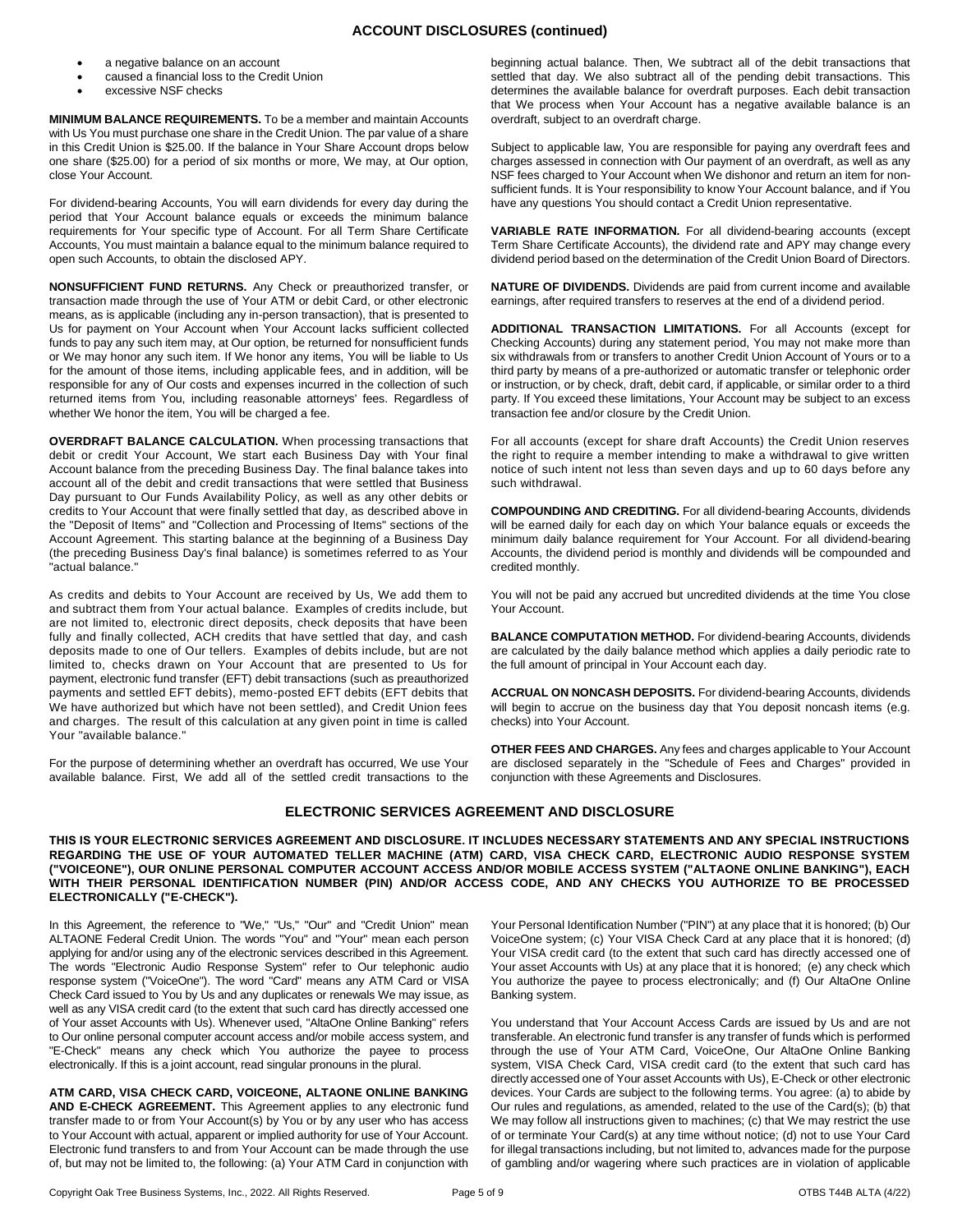## ACCOUNT DISCLOSURES (continued)

- a negative balance on an account
- caused a financial loss to the Credit Union
- excessive NSF checks

**MINIMUM BALANCE REQUIREMENTS.** To be a member and maintain Accounts with Us You must purchase one share in the Credit Union. The par value of a share in this Credit Union is $25.00. If the balance in Your Share Account drops below one share ($25.00) for a period of six months or more, We may, at Our option, close Your Account.

For dividend-bearing Accounts, You will earn dividends for every day during the period that Your Account balance equals or exceeds the minimum balance requirements for Your specific type of Account. For all Term Share Certificate Accounts, You must maintain a balance equal to the minimum balance required to open such Accounts, to obtain the disclosed APY.

**NONSUFFICIENT FUND RETURNS.** Any Check or preauthorized transfer, or transaction made through the use of Your ATM or debit Card, or other electronic means, as is applicable (including any in-person transaction), that is presented to Us for payment on Your Account when Your Account lacks sufficient collected funds to pay any such item may, at Our option, be returned for nonsufficient funds or We may honor any such item. If We honor any items, You will be liable to Us for the amount of those items, including applicable fees, and in addition, will be responsible for any of Our costs and expenses incurred in the collection of such returned items from You, including reasonable attorneys' fees. Regardless of whether We honor the item, You will be charged a fee.

**OVERDRAFT BALANCE CALCULATION.** When processing transactions that debit or credit Your Account, We start each Business Day with Your final Account balance from the preceding Business Day. The final balance takes into account all of the debit and credit transactions that were settled that Business Day pursuant to Our Funds Availability Policy, as well as any other debits or credits to Your Account that were finally settled that day, as described above in the "Deposit of Items" and "Collection and Processing of Items" sections of the Account Agreement. This starting balance at the beginning of a Business Day (the preceding Business Day's final balance) is sometimes referred to as Your "actual balance."

As credits and debits to Your Account are received by Us, We add them to and subtract them from Your actual balance. Examples of credits include, but are not limited to, electronic direct deposits, check deposits that have been fully and finally collected, ACH credits that have settled that day, and cash deposits made to one of Our tellers. Examples of debits include, but are not limited to, checks drawn on Your Account that are presented to Us for payment, electronic fund transfer (EFT) debit transactions (such as preauthorized payments and settled EFT debits), memo-posted EFT debits (EFT debits that We have authorized but which have not been settled), and Credit Union fees and charges. The result of this calculation at any given point in time is called Your "available balance."

For the purpose of determining whether an overdraft has occurred, We use Your available balance. First, We add all of the settled credit transactions to the beginning actual balance. Then, We subtract all of the debit transactions that settled that day. We also subtract all of the pending debit transactions. This determines the available balance for overdraft purposes. Each debit transaction that We process when Your Account has a negative available balance is an overdraft, subject to an overdraft charge.

Subject to applicable law, You are responsible for paying any overdraft fees and charges assessed in connection with Our payment of an overdraft, as well as any NSF fees charged to Your Account when We dishonor and return an item for non-sufficient funds. It is Your responsibility to know Your Account balance, and if You have any questions You should contact a Credit Union representative.

**VARIABLE RATE INFORMATION.** For all dividend-bearing accounts (except Term Share Certificate Accounts), the dividend rate and APY may change every dividend period based on the determination of the Credit Union Board of Directors.

**NATURE OF DIVIDENDS.** Dividends are paid from current income and available earnings, after required transfers to reserves at the end of a dividend period.

**ADDITIONAL TRANSACTION LIMITATIONS.** For all Accounts (except for Checking Accounts) during any statement period, You may not make more than six withdrawals from or transfers to another Credit Union Account of Yours or to a third party by means of a pre-authorized or automatic transfer or telephonic order or instruction, or by check, draft, debit card, if applicable, or similar order to a third party. If You exceed these limitations, Your Account may be subject to an excess transaction fee and/or closure by the Credit Union.

For all accounts (except for share draft Accounts) the Credit Union reserves the right to require a member intending to make a withdrawal to give written notice of such intent not less than seven days and up to 60 days before any such withdrawal.

**COMPOUNDING AND CREDITING.** For all dividend-bearing Accounts, dividends will be earned daily for each day on which Your balance equals or exceeds the minimum daily balance requirement for Your Account. For all dividend-bearing Accounts, the dividend period is monthly and dividends will be compounded and credited monthly.

You will not be paid any accrued but uncredited dividends at the time You close Your Account.

**BALANCE COMPUTATION METHOD.** For dividend-bearing Accounts, dividends are calculated by the daily balance method which applies a daily periodic rate to the full amount of principal in Your Account each day.

**ACCRUAL ON NONCASH DEPOSITS.** For dividend-bearing Accounts, dividends will begin to accrue on the business day that You deposit noncash items (e.g. checks) into Your Account.

**OTHER FEES AND CHARGES.** Any fees and charges applicable to Your Account are disclosed separately in the "Schedule of Fees and Charges" provided in conjunction with these Agreements and Disclosures.

## ELECTRONIC SERVICES AGREEMENT AND DISCLOSURE

**THIS IS YOUR ELECTRONIC SERVICES AGREEMENT AND DISCLOSURE. IT INCLUDES NECESSARY STATEMENTS AND ANY SPECIAL INSTRUCTIONS REGARDING THE USE OF YOUR AUTOMATED TELLER MACHINE (ATM) CARD, VISA CHECK CARD, ELECTRONIC AUDIO RESPONSE SYSTEM ("VOICEONE"), OUR ONLINE PERSONAL COMPUTER ACCOUNT ACCESS AND/OR MOBILE ACCESS SYSTEM ("ALTAONE ONLINE BANKING"), EACH WITH THEIR PERSONAL IDENTIFICATION NUMBER (PIN) AND/OR ACCESS CODE, AND ANY CHECKS YOU AUTHORIZE TO BE PROCESSED ELECTRONICALLY ("E-CHECK").**

In this Agreement, the reference to "We," "Us," "Our" and "Credit Union" mean ALTAONE Federal Credit Union. The words "You" and "Your" mean each person applying for and/or using any of the electronic services described in this Agreement. The words "Electronic Audio Response System" refer to Our telephonic audio response system ("VoiceOne"). The word "Card" means any ATM Card or VISA Check Card issued to You by Us and any duplicates or renewals We may issue, as well as any VISA credit card (to the extent that such card has directly accessed one of Your asset Accounts with Us). Whenever used, "AltaOne Online Banking" refers to Our online personal computer account access and/or mobile access system, and "E-Check" means any check which You authorize the payee to process electronically. If this is a joint account, read singular pronouns in the plural.

**ATM CARD, VISA CHECK CARD, VOICEONE, ALTAONE ONLINE BANKING AND E-CHECK AGREEMENT.** This Agreement applies to any electronic fund transfer made to or from Your Account(s) by You or by any user who has access to Your Account with actual, apparent or implied authority for use of Your Account. Electronic fund transfers to and from Your Account can be made through the use of, but may not be limited to, the following: (a) Your ATM Card in conjunction with Your Personal Identification Number ("PIN") at any place that it is honored; (b) Our VoiceOne system; (c) Your VISA Check Card at any place that it is honored; (d) Your VISA credit card (to the extent that such card has directly accessed one of Your asset Accounts with Us) at any place that it is honored; (e) any check which You authorize the payee to process electronically; and (f) Our AltaOne Online Banking system.

You understand that Your Account Access Cards are issued by Us and are not transferable. An electronic fund transfer is any transfer of funds which is performed through the use of Your ATM Card, VoiceOne, Our AltaOne Online Banking system, VISA Check Card, VISA credit card (to the extent that such card has directly accessed one of Your asset Accounts with Us), E-Check or other electronic devices. Your Cards are subject to the following terms. You agree: (a) to abide by Our rules and regulations, as amended, related to the use of the Card(s); (b) that We may follow all instructions given to machines; (c) that We may restrict the use of or terminate Your Card(s) at any time without notice; (d) not to use Your Card for illegal transactions including, but not limited to, advances made for the purpose of gambling and/or wagering where such practices are in violation of applicable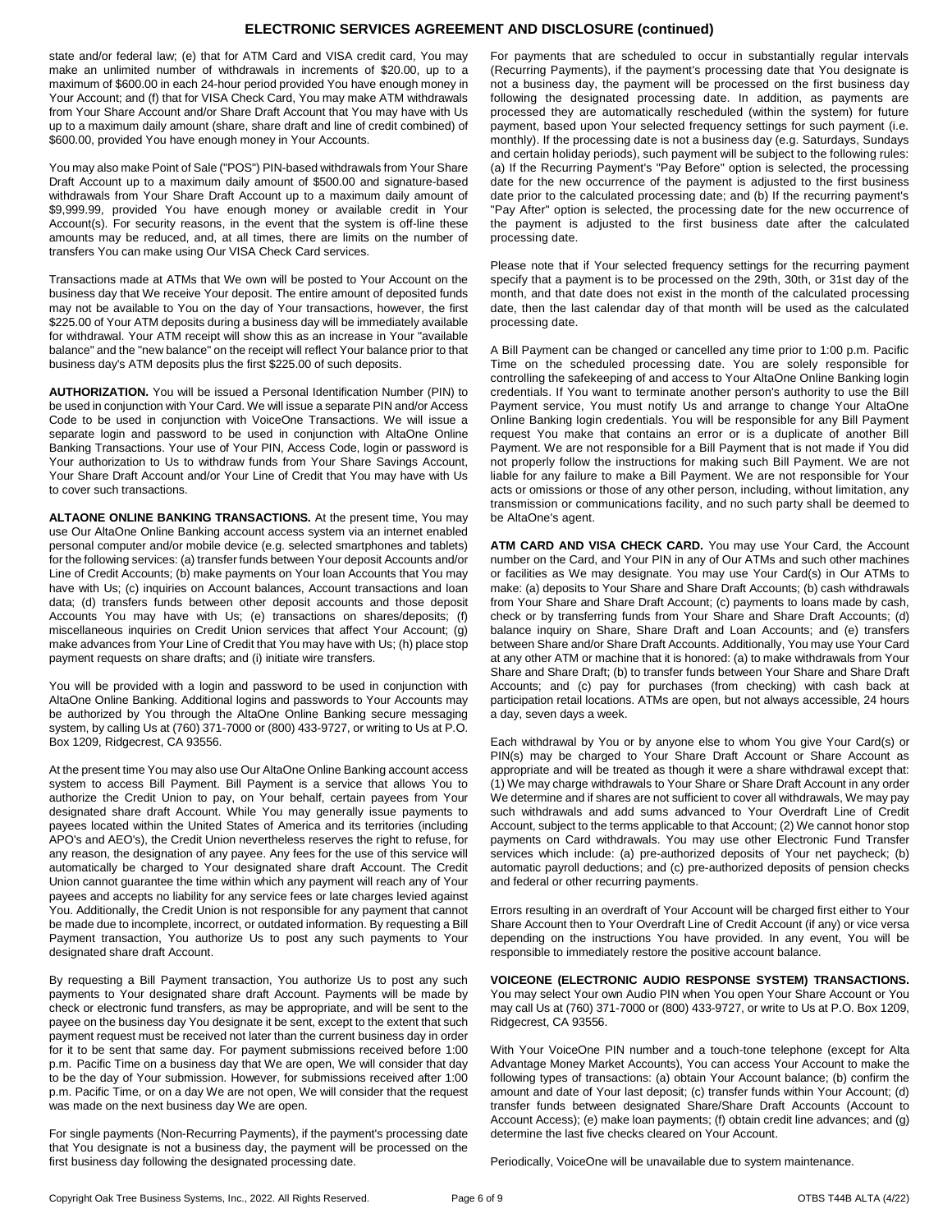## ELECTRONIC SERVICES AGREEMENT AND DISCLOSURE (continued)

state and/or federal law; (e) that for ATM Card and VISA credit card, You may make an unlimited number of withdrawals in increments of $20.00, up to a maximum of $600.00 in each 24-hour period provided You have enough money in Your Account; and (f) that for VISA Check Card, You may make ATM withdrawals from Your Share Account and/or Share Draft Account that You may have with Us up to a maximum daily amount (share, share draft and line of credit combined) of $600.00, provided You have enough money in Your Accounts.

You may also make Point of Sale ("POS") PIN-based withdrawals from Your Share Draft Account up to a maximum daily amount of $500.00 and signature-based withdrawals from Your Share Draft Account up to a maximum daily amount of $9,999.99, provided You have enough money or available credit in Your Account(s). For security reasons, in the event that the system is off-line these amounts may be reduced, and, at all times, there are limits on the number of transfers You can make using Our VISA Check Card services.

Transactions made at ATMs that We own will be posted to Your Account on the business day that We receive Your deposit. The entire amount of deposited funds may not be available to You on the day of Your transactions, however, the first $225.00 of Your ATM deposits during a business day will be immediately available for withdrawal. Your ATM receipt will show this as an increase in Your "available balance" and the "new balance" on the receipt will reflect Your balance prior to that business day's ATM deposits plus the first $225.00 of such deposits.

**AUTHORIZATION.** You will be issued a Personal Identification Number (PIN) to be used in conjunction with Your Card. We will issue a separate PIN and/or Access Code to be used in conjunction with VoiceOne Transactions. We will issue a separate login and password to be used in conjunction with AltaOne Online Banking Transactions. Your use of Your PIN, Access Code, login or password is Your authorization to Us to withdraw funds from Your Share Savings Account, Your Share Draft Account and/or Your Line of Credit that You may have with Us to cover such transactions.

**ALTAONE ONLINE BANKING TRANSACTIONS.** At the present time, You may use Our AltaOne Online Banking account access system via an internet enabled personal computer and/or mobile device (e.g. selected smartphones and tablets) for the following services: (a) transfer funds between Your deposit Accounts and/or Line of Credit Accounts; (b) make payments on Your loan Accounts that You may have with Us; (c) inquiries on Account balances, Account transactions and loan data; (d) transfers funds between other deposit accounts and those deposit Accounts You may have with Us; (e) transactions on shares/deposits; (f) miscellaneous inquiries on Credit Union services that affect Your Account; (g) make advances from Your Line of Credit that You may have with Us; (h) place stop payment requests on share drafts; and (i) initiate wire transfers.

You will be provided with a login and password to be used in conjunction with AltaOne Online Banking. Additional logins and passwords to Your Accounts may be authorized by You through the AltaOne Online Banking secure messaging system, by calling Us at (760) 371-7000 or (800) 433-9727, or writing to Us at P.O. Box 1209, Ridgecrest, CA 93556.

At the present time You may also use Our AltaOne Online Banking account access system to access Bill Payment. Bill Payment is a service that allows You to authorize the Credit Union to pay, on Your behalf, certain payees from Your designated share draft Account. While You may generally issue payments to payees located within the United States of America and its territories (including APO's and AEO's), the Credit Union nevertheless reserves the right to refuse, for any reason, the designation of any payee. Any fees for the use of this service will automatically be charged to Your designated share draft Account. The Credit Union cannot guarantee the time within which any payment will reach any of Your payees and accepts no liability for any service fees or late charges levied against You. Additionally, the Credit Union is not responsible for any payment that cannot be made due to incomplete, incorrect, or outdated information. By requesting a Bill Payment transaction, You authorize Us to post any such payments to Your designated share draft Account.

By requesting a Bill Payment transaction, You authorize Us to post any such payments to Your designated share draft Account. Payments will be made by check or electronic fund transfers, as may be appropriate, and will be sent to the payee on the business day You designate it be sent, except to the extent that such payment request must be received not later than the current business day in order for it to be sent that same day. For payment submissions received before 1:00 p.m. Pacific Time on a business day that We are open, We will consider that day to be the day of Your submission. However, for submissions received after 1:00 p.m. Pacific Time, or on a day We are not open, We will consider that the request was made on the next business day We are open.

For single payments (Non-Recurring Payments), if the payment's processing date that You designate is not a business day, the payment will be processed on the first business day following the designated processing date.

For payments that are scheduled to occur in substantially regular intervals (Recurring Payments), if the payment's processing date that You designate is not a business day, the payment will be processed on the first business day following the designated processing date. In addition, as payments are processed they are automatically rescheduled (within the system) for future payment, based upon Your selected frequency settings for such payment (i.e. monthly). If the processing date is not a business day (e.g. Saturdays, Sundays and certain holiday periods), such payment will be subject to the following rules: (a) If the Recurring Payment's "Pay Before" option is selected, the processing date for the new occurrence of the payment is adjusted to the first business date prior to the calculated processing date; and (b) If the recurring payment's "Pay After" option is selected, the processing date for the new occurrence of the payment is adjusted to the first business date after the calculated processing date.

Please note that if Your selected frequency settings for the recurring payment specify that a payment is to be processed on the 29th, 30th, or 31st day of the month, and that date does not exist in the month of the calculated processing date, then the last calendar day of that month will be used as the calculated processing date.

A Bill Payment can be changed or cancelled any time prior to 1:00 p.m. Pacific Time on the scheduled processing date. You are solely responsible for controlling the safekeeping of and access to Your AltaOne Online Banking login credentials. If You want to terminate another person's authority to use the Bill Payment service, You must notify Us and arrange to change Your AltaOne Online Banking login credentials. You will be responsible for any Bill Payment request You make that contains an error or is a duplicate of another Bill Payment. We are not responsible for a Bill Payment that is not made if You did not properly follow the instructions for making such Bill Payment. We are not liable for any failure to make a Bill Payment. We are not responsible for Your acts or omissions or those of any other person, including, without limitation, any transmission or communications facility, and no such party shall be deemed to be AltaOne's agent.

**ATM CARD AND VISA CHECK CARD.** You may use Your Card, the Account number on the Card, and Your PIN in any of Our ATMs and such other machines or facilities as We may designate. You may use Your Card(s) in Our ATMs to make: (a) deposits to Your Share and Share Draft Accounts; (b) cash withdrawals from Your Share and Share Draft Account; (c) payments to loans made by cash, check or by transferring funds from Your Share and Share Draft Accounts; (d) balance inquiry on Share, Share Draft and Loan Accounts; and (e) transfers between Share and/or Share Draft Accounts. Additionally, You may use Your Card at any other ATM or machine that it is honored: (a) to make withdrawals from Your Share and Share Draft; (b) to transfer funds between Your Share and Share Draft Accounts; and (c) pay for purchases (from checking) with cash back at participation retail locations. ATMs are open, but not always accessible, 24 hours a day, seven days a week.

Each withdrawal by You or by anyone else to whom You give Your Card(s) or PIN(s) may be charged to Your Share Draft Account or Share Account as appropriate and will be treated as though it were a share withdrawal except that: (1) We may charge withdrawals to Your Share or Share Draft Account in any order We determine and if shares are not sufficient to cover all withdrawals, We may pay such withdrawals and add sums advanced to Your Overdraft Line of Credit Account, subject to the terms applicable to that Account; (2) We cannot honor stop payments on Card withdrawals. You may use other Electronic Fund Transfer services which include: (a) pre-authorized deposits of Your net paycheck; (b) automatic payroll deductions; and (c) pre-authorized deposits of pension checks and federal or other recurring payments.

Errors resulting in an overdraft of Your Account will be charged first either to Your Share Account then to Your Overdraft Line of Credit Account (if any) or vice versa depending on the instructions You have provided. In any event, You will be responsible to immediately restore the positive account balance.

**VOICEONE (ELECTRONIC AUDIO RESPONSE SYSTEM) TRANSACTIONS.** You may select Your own Audio PIN when You open Your Share Account or You may call Us at (760) 371-7000 or (800) 433-9727, or write to Us at P.O. Box 1209, Ridgecrest, CA 93556.

With Your VoiceOne PIN number and a touch-tone telephone (except for Alta Advantage Money Market Accounts), You can access Your Account to make the following types of transactions: (a) obtain Your Account balance; (b) confirm the amount and date of Your last deposit; (c) transfer funds within Your Account; (d) transfer funds between designated Share/Share Draft Accounts (Account to Account Access); (e) make loan payments; (f) obtain credit line advances; and (g) determine the last five checks cleared on Your Account.

Periodically, VoiceOne will be unavailable due to system maintenance.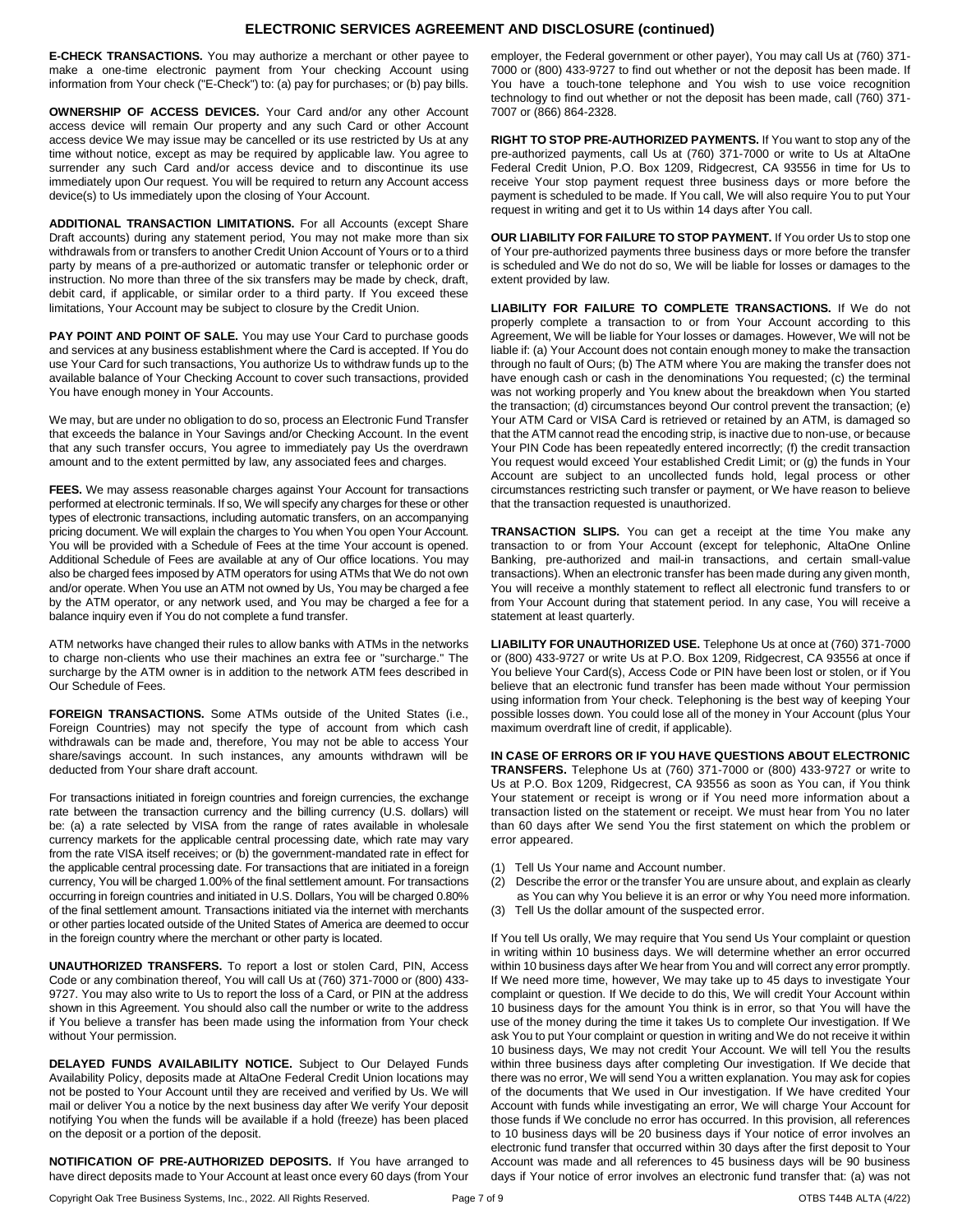## ELECTRONIC SERVICES AGREEMENT AND DISCLOSURE (continued)

**E-CHECK TRANSACTIONS.** You may authorize a merchant or other payee to make a one-time electronic payment from Your checking Account using information from Your check ("E-Check") to: (a) pay for purchases; or (b) pay bills.

**OWNERSHIP OF ACCESS DEVICES.** Your Card and/or any other Account access device will remain Our property and any such Card or other Account access device We may issue may be cancelled or its use restricted by Us at any time without notice, except as may be required by applicable law. You agree to surrender any such Card and/or access device and to discontinue its use immediately upon Our request. You will be required to return any Account access device(s) to Us immediately upon the closing of Your Account.

**ADDITIONAL TRANSACTION LIMITATIONS.** For all Accounts (except Share Draft accounts) during any statement period, You may not make more than six withdrawals from or transfers to another Credit Union Account of Yours or to a third party by means of a pre-authorized or automatic transfer or telephonic order or instruction. No more than three of the six transfers may be made by check, draft, debit card, if applicable, or similar order to a third party. If You exceed these limitations, Your Account may be subject to closure by the Credit Union.

**PAY POINT AND POINT OF SALE.** You may use Your Card to purchase goods and services at any business establishment where the Card is accepted. If You do use Your Card for such transactions, You authorize Us to withdraw funds up to the available balance of Your Checking Account to cover such transactions, provided You have enough money in Your Accounts.

We may, but are under no obligation to do so, process an Electronic Fund Transfer that exceeds the balance in Your Savings and/or Checking Account. In the event that any such transfer occurs, You agree to immediately pay Us the overdrawn amount and to the extent permitted by law, any associated fees and charges.

**FEES.** We may assess reasonable charges against Your Account for transactions performed at electronic terminals. If so, We will specify any charges for these or other types of electronic transactions, including automatic transfers, on an accompanying pricing document. We will explain the charges to You when You open Your Account. You will be provided with a Schedule of Fees at the time Your account is opened. Additional Schedule of Fees are available at any of Our office locations. You may also be charged fees imposed by ATM operators for using ATMs that We do not own and/or operate. When You use an ATM not owned by Us, You may be charged a fee by the ATM operator, or any network used, and You may be charged a fee for a balance inquiry even if You do not complete a fund transfer.

ATM networks have changed their rules to allow banks with ATMs in the networks to charge non-clients who use their machines an extra fee or "surcharge." The surcharge by the ATM owner is in addition to the network ATM fees described in Our Schedule of Fees.

**FOREIGN TRANSACTIONS.** Some ATMs outside of the United States (i.e., Foreign Countries) may not specify the type of account from which cash withdrawals can be made and, therefore, You may not be able to access Your share/savings account. In such instances, any amounts withdrawn will be deducted from Your share draft account.

For transactions initiated in foreign countries and foreign currencies, the exchange rate between the transaction currency and the billing currency (U.S. dollars) will be: (a) a rate selected by VISA from the range of rates available in wholesale currency markets for the applicable central processing date, which rate may vary from the rate VISA itself receives; or (b) the government-mandated rate in effect for the applicable central processing date. For transactions that are initiated in a foreign currency, You will be charged 1.00% of the final settlement amount. For transactions occurring in foreign countries and initiated in U.S. Dollars, You will be charged 0.80% of the final settlement amount. Transactions initiated via the internet with merchants or other parties located outside of the United States of America are deemed to occur in the foreign country where the merchant or other party is located.

**UNAUTHORIZED TRANSFERS.** To report a lost or stolen Card, PIN, Access Code or any combination thereof, You will call Us at (760) 371-7000 or (800) 433-9727. You may also write to Us to report the loss of a Card, or PIN at the address shown in this Agreement. You should also call the number or write to the address if You believe a transfer has been made using the information from Your check without Your permission.

**DELAYED FUNDS AVAILABILITY NOTICE.** Subject to Our Delayed Funds Availability Policy, deposits made at AltaOne Federal Credit Union locations may not be posted to Your Account until they are received and verified by Us. We will mail or deliver You a notice by the next business day after We verify Your deposit notifying You when the funds will be available if a hold (freeze) has been placed on the deposit or a portion of the deposit.

**NOTIFICATION OF PRE-AUTHORIZED DEPOSITS.** If You have arranged to have direct deposits made to Your Account at least once every 60 days (from Your employer, the Federal government or other payer), You may call Us at (760) 371-7000 or (800) 433-9727 to find out whether or not the deposit has been made. If You have a touch-tone telephone and You wish to use voice recognition technology to find out whether or not the deposit has been made, call (760) 371-7007 or (866) 864-2328.

**RIGHT TO STOP PRE-AUTHORIZED PAYMENTS.** If You want to stop any of the pre-authorized payments, call Us at (760) 371-7000 or write to Us at AltaOne Federal Credit Union, P.O. Box 1209, Ridgecrest, CA 93556 in time for Us to receive Your stop payment request three business days or more before the payment is scheduled to be made. If You call, We will also require You to put Your request in writing and get it to Us within 14 days after You call.

**OUR LIABILITY FOR FAILURE TO STOP PAYMENT.** If You order Us to stop one of Your pre-authorized payments three business days or more before the transfer is scheduled and We do not do so, We will be liable for losses or damages to the extent provided by law.

**LIABILITY FOR FAILURE TO COMPLETE TRANSACTIONS.** If We do not properly complete a transaction to or from Your Account according to this Agreement, We will be liable for Your losses or damages. However, We will not be liable if: (a) Your Account does not contain enough money to make the transaction through no fault of Ours; (b) The ATM where You are making the transfer does not have enough cash or cash in the denominations You requested; (c) the terminal was not working properly and You knew about the breakdown when You started the transaction; (d) circumstances beyond Our control prevent the transaction; (e) Your ATM Card or VISA Card is retrieved or retained by an ATM, is damaged so that the ATM cannot read the encoding strip, is inactive due to non-use, or because Your PIN Code has been repeatedly entered incorrectly; (f) the credit transaction You request would exceed Your established Credit Limit; or (g) the funds in Your Account are subject to an uncollected funds hold, legal process or other circumstances restricting such transfer or payment, or We have reason to believe that the transaction requested is unauthorized.

**TRANSACTION SLIPS.** You can get a receipt at the time You make any transaction to or from Your Account (except for telephonic, AltaOne Online Banking, pre-authorized and mail-in transactions, and certain small-value transactions). When an electronic transfer has been made during any given month, You will receive a monthly statement to reflect all electronic fund transfers to or from Your Account during that statement period. In any case, You will receive a statement at least quarterly.

**LIABILITY FOR UNAUTHORIZED USE.** Telephone Us at once at (760) 371-7000 or (800) 433-9727 or write Us at P.O. Box 1209, Ridgecrest, CA 93556 at once if You believe Your Card(s), Access Code or PIN have been lost or stolen, or if You believe that an electronic fund transfer has been made without Your permission using information from Your check. Telephoning is the best way of keeping Your possible losses down. You could lose all of the money in Your Account (plus Your maximum overdraft line of credit, if applicable).

**IN CASE OF ERRORS OR IF YOU HAVE QUESTIONS ABOUT ELECTRONIC TRANSFERS.** Telephone Us at (760) 371-7000 or (800) 433-9727 or write to Us at P.O. Box 1209, Ridgecrest, CA 93556 as soon as You can, if You think Your statement or receipt is wrong or if You need more information about a transaction listed on the statement or receipt. We must hear from You no later than 60 days after We send You the first statement on which the problem or error appeared.

1. Tell Us Your name and Account number.
2. Describe the error or the transfer You are unsure about, and explain as clearly as You can why You believe it is an error or why You need more information.
3. Tell Us the dollar amount of the suspected error.

If You tell Us orally, We may require that You send Us Your complaint or question in writing within 10 business days. We will determine whether an error occurred within 10 business days after We hear from You and will correct any error promptly. If We need more time, however, We may take up to 45 days to investigate Your complaint or question. If We decide to do this, We will credit Your Account within 10 business days for the amount You think is in error, so that You will have the use of the money during the time it takes Us to complete Our investigation. If We ask You to put Your complaint or question in writing and We do not receive it within 10 business days, We may not credit Your Account. We will tell You the results within three business days after completing Our investigation. If We decide that there was no error, We will send You a written explanation. You may ask for copies of the documents that We used in Our investigation. If We have credited Your Account with funds while investigating an error, We will charge Your Account for those funds if We conclude no error has occurred. In this provision, all references to 10 business days will be 20 business days if Your notice of error involves an electronic fund transfer that occurred within 30 days after the first deposit to Your Account was made and all references to 45 business days will be 90 business days if Your notice of error involves an electronic fund transfer that: (a) was not

Copyright Oak Tree Business Systems, Inc., 2022. All Rights Reserved. OTBS T44B ALTA (4/22)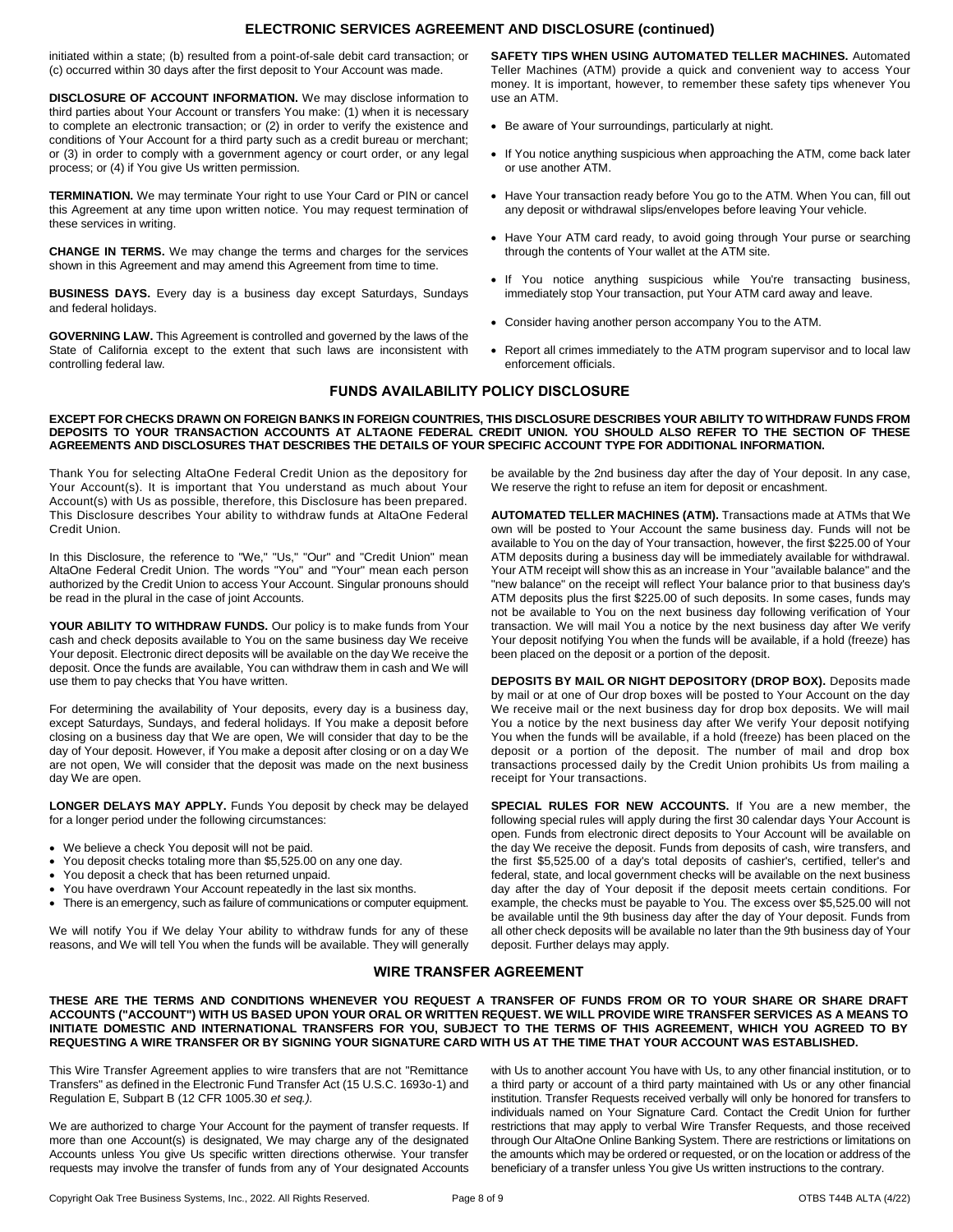## ELECTRONIC SERVICES AGREEMENT AND DISCLOSURE (continued)

initiated within a state; (b) resulted from a point-of-sale debit card transaction; or (c) occurred within 30 days after the first deposit to Your Account was made.

**DISCLOSURE OF ACCOUNT INFORMATION.** We may disclose information to third parties about Your Account or transfers You make: (1) when it is necessary to complete an electronic transaction; or (2) in order to verify the existence and conditions of Your Account for a third party such as a credit bureau or merchant; or (3) in order to comply with a government agency or court order, or any legal process; or (4) if You give Us written permission.

**TERMINATION.** We may terminate Your right to use Your Card or PIN or cancel this Agreement at any time upon written notice. You may request termination of these services in writing.

**CHANGE IN TERMS.** We may change the terms and charges for the services shown in this Agreement and may amend this Agreement from time to time.

**BUSINESS DAYS.** Every day is a business day except Saturdays, Sundays and federal holidays.

**GOVERNING LAW.** This Agreement is controlled and governed by the laws of the State of California except to the extent that such laws are inconsistent with controlling federal law.

**SAFETY TIPS WHEN USING AUTOMATED TELLER MACHINES.** Automated Teller Machines (ATM) provide a quick and convenient way to access Your money. It is important, however, to remember these safety tips whenever You use an ATM.

- Be aware of Your surroundings, particularly at night.
- If You notice anything suspicious when approaching the ATM, come back later or use another ATM.
- Have Your transaction ready before You go to the ATM. When You can, fill out any deposit or withdrawal slips/envelopes before leaving Your vehicle.
- Have Your ATM card ready, to avoid going through Your purse or searching through the contents of Your wallet at the ATM site.
- If You notice anything suspicious while You're transacting business, immediately stop Your transaction, put Your ATM card away and leave.
- Consider having another person accompany You to the ATM.
- Report all crimes immediately to the ATM program supervisor and to local law enforcement officials.

## FUNDS AVAILABILITY POLICY DISCLOSURE

**EXCEPT FOR CHECKS DRAWN ON FOREIGN BANKS IN FOREIGN COUNTRIES, THIS DISCLOSURE DESCRIBES YOUR ABILITY TO WITHDRAW FUNDS FROM DEPOSITS TO YOUR TRANSACTION ACCOUNTS AT ALTAONE FEDERAL CREDIT UNION. YOU SHOULD ALSO REFER TO THE SECTION OF THESE AGREEMENTS AND DISCLOSURES THAT DESCRIBES THE DETAILS OF YOUR SPECIFIC ACCOUNT TYPE FOR ADDITIONAL INFORMATION.**

Thank You for selecting AltaOne Federal Credit Union as the depository for Your Account(s). It is important that You understand as much about Your Account(s) with Us as possible, therefore, this Disclosure has been prepared. This Disclosure describes Your ability to withdraw funds at AltaOne Federal Credit Union.

In this Disclosure, the reference to "We," "Us," "Our" and "Credit Union" mean AltaOne Federal Credit Union. The words "You" and "Your" mean each person authorized by the Credit Union to access Your Account. Singular pronouns should be read in the plural in the case of joint Accounts.

**YOUR ABILITY TO WITHDRAW FUNDS.** Our policy is to make funds from Your cash and check deposits available to You on the same business day We receive Your deposit. Electronic direct deposits will be available on the day We receive the deposit. Once the funds are available, You can withdraw them in cash and We will use them to pay checks that You have written.

For determining the availability of Your deposits, every day is a business day, except Saturdays, Sundays, and federal holidays. If You make a deposit before closing on a business day that We are open, We will consider that day to be the day of Your deposit. However, if You make a deposit after closing or on a day We are not open, We will consider that the deposit was made on the next business day We are open.

**LONGER DELAYS MAY APPLY.** Funds You deposit by check may be delayed for a longer period under the following circumstances:

- We believe a check You deposit will not be paid.
- You deposit checks totaling more than $5,525.00 on any one day.
- You deposit a check that has been returned unpaid.
- You have overdrawn Your Account repeatedly in the last six months.
- There is an emergency, such as failure of communications or computer equipment.

We will notify You if We delay Your ability to withdraw funds for any of these reasons, and We will tell You when the funds will be available. They will generally be available by the 2nd business day after the day of Your deposit. In any case, We reserve the right to refuse an item for deposit or encashment.

**AUTOMATED TELLER MACHINES (ATM).** Transactions made at ATMs that We own will be posted to Your Account the same business day. Funds will not be available to You on the day of Your transaction, however, the first $225.00 of Your ATM deposits during a business day will be immediately available for withdrawal. Your ATM receipt will show this as an increase in Your "available balance" and the "new balance" on the receipt will reflect Your balance prior to that business day's ATM deposits plus the first $225.00 of such deposits. In some cases, funds may not be available to You on the next business day following verification of Your transaction. We will mail You a notice by the next business day after We verify Your deposit notifying You when the funds will be available, if a hold (freeze) has been placed on the deposit or a portion of the deposit.

**DEPOSITS BY MAIL OR NIGHT DEPOSITORY (DROP BOX).** Deposits made by mail or at one of Our drop boxes will be posted to Your Account on the day We receive mail or the next business day for drop box deposits. We will mail You a notice by the next business day after We verify Your deposit notifying You when the funds will be available, if a hold (freeze) has been placed on the deposit or a portion of the deposit. The number of mail and drop box transactions processed daily by the Credit Union prohibits Us from mailing a receipt for Your transactions.

**SPECIAL RULES FOR NEW ACCOUNTS.** If You are a new member, the following special rules will apply during the first 30 calendar days Your Account is open. Funds from electronic direct deposits to Your Account will be available on the day We receive the deposit. Funds from deposits of cash, wire transfers, and the first $5,525.00 of a day's total deposits of cashier's, certified, teller's and federal, state, and local government checks will be available on the next business day after the day of Your deposit if the deposit meets certain conditions. For example, the checks must be payable to You. The excess over $5,525.00 will not be available until the 9th business day after the day of Your deposit. Funds from all other check deposits will be available no later than the 9th business day of Your deposit. Further delays may apply.

## WIRE TRANSFER AGREEMENT

**THESE ARE THE TERMS AND CONDITIONS WHENEVER YOU REQUEST A TRANSFER OF FUNDS FROM OR TO YOUR SHARE OR SHARE DRAFT ACCOUNTS ("ACCOUNT") WITH US BASED UPON YOUR ORAL OR WRITTEN REQUEST. WE WILL PROVIDE WIRE TRANSFER SERVICES AS A MEANS TO INITIATE DOMESTIC AND INTERNATIONAL TRANSFERS FOR YOU, SUBJECT TO THE TERMS OF THIS AGREEMENT, WHICH YOU AGREED TO BY REQUESTING A WIRE TRANSFER OR BY SIGNING YOUR SIGNATURE CARD WITH US AT THE TIME THAT YOUR ACCOUNT WAS ESTABLISHED.**

This Wire Transfer Agreement applies to wire transfers that are not "Remittance Transfers" as defined in the Electronic Fund Transfer Act (15 U.S.C. 1693o-1) and Regulation E, Subpart B (12 CFR 1005.30 *et seq.).*

We are authorized to charge Your Account for the payment of transfer requests. If more than one Account(s) is designated, We may charge any of the designated Accounts unless You give Us specific written directions otherwise. Your transfer requests may involve the transfer of funds from any of Your designated Accounts with Us to another account You have with Us, to any other financial institution, or to a third party or account of a third party maintained with Us or any other financial institution. Transfer Requests received verbally will only be honored for transfers to individuals named on Your Signature Card. Contact the Credit Union for further restrictions that may apply to verbal Wire Transfer Requests, and those received through Our AltaOne Online Banking System. There are restrictions or limitations on the amounts which may be ordered or requested, or on the location or address of the beneficiary of a transfer unless You give Us written instructions to the contrary.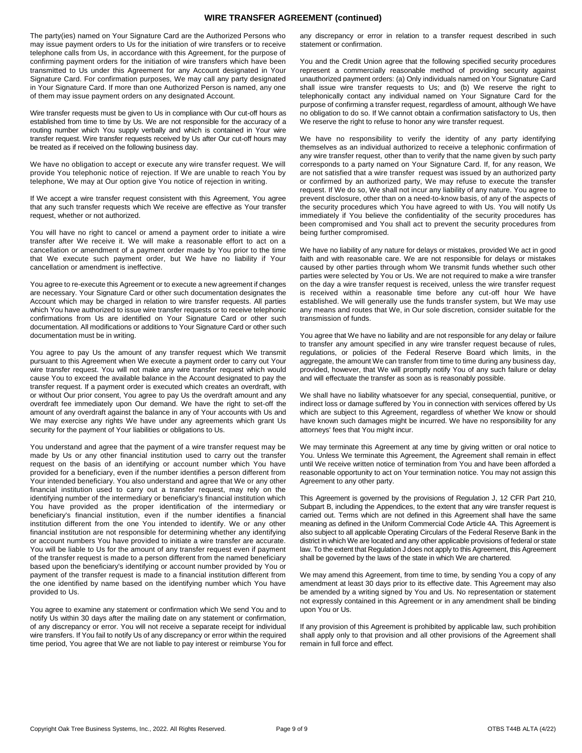## WIRE TRANSFER AGREEMENT (continued)

The party(ies) named on Your Signature Card are the Authorized Persons who may issue payment orders to Us for the initiation of wire transfers or to receive telephone calls from Us, in accordance with this Agreement, for the purpose of confirming payment orders for the initiation of wire transfers which have been transmitted to Us under this Agreement for any Account designated in Your Signature Card. For confirmation purposes, We may call any party designated in Your Signature Card. If more than one Authorized Person is named, any one of them may issue payment orders on any designated Account.

Wire transfer requests must be given to Us in compliance with Our cut-off hours as established from time to time by Us. We are not responsible for the accuracy of a routing number which You supply verbally and which is contained in Your wire transfer request. Wire transfer requests received by Us after Our cut-off hours may be treated as if received on the following business day.

We have no obligation to accept or execute any wire transfer request. We will provide You telephonic notice of rejection. If We are unable to reach You by telephone, We may at Our option give You notice of rejection in writing.

If We accept a wire transfer request consistent with this Agreement, You agree that any such transfer requests which We receive are effective as Your transfer request, whether or not authorized.

You will have no right to cancel or amend a payment order to initiate a wire transfer after We receive it. We will make a reasonable effort to act on a cancellation or amendment of a payment order made by You prior to the time that We execute such payment order, but We have no liability if Your cancellation or amendment is ineffective.

You agree to re-execute this Agreement or to execute a new agreement if changes are necessary. Your Signature Card or other such documentation designates the Account which may be charged in relation to wire transfer requests. All parties which You have authorized to issue wire transfer requests or to receive telephonic confirmations from Us are identified on Your Signature Card or other such documentation. All modifications or additions to Your Signature Card or other such documentation must be in writing.

You agree to pay Us the amount of any transfer request which We transmit pursuant to this Agreement when We execute a payment order to carry out Your wire transfer request. You will not make any wire transfer request which would cause You to exceed the available balance in the Account designated to pay the transfer request. If a payment order is executed which creates an overdraft, with or without Our prior consent, You agree to pay Us the overdraft amount and any overdraft fee immediately upon Our demand. We have the right to set-off the amount of any overdraft against the balance in any of Your accounts with Us and We may exercise any rights We have under any agreements which grant Us security for the payment of Your liabilities or obligations to Us.

You understand and agree that the payment of a wire transfer request may be made by Us or any other financial institution used to carry out the transfer request on the basis of an identifying or account number which You have provided for a beneficiary, even if the number identifies a person different from Your intended beneficiary. You also understand and agree that We or any other financial institution used to carry out a transfer request, may rely on the identifying number of the intermediary or beneficiary's financial institution which You have provided as the proper identification of the intermediary or beneficiary's financial institution, even if the number identifies a financial institution different from the one You intended to identify. We or any other financial institution are not responsible for determining whether any identifying or account numbers You have provided to initiate a wire transfer are accurate. You will be liable to Us for the amount of any transfer request even if payment of the transfer request is made to a person different from the named beneficiary based upon the beneficiary's identifying or account number provided by You or payment of the transfer request is made to a financial institution different from the one identified by name based on the identifying number which You have provided to Us.

You agree to examine any statement or confirmation which We send You and to notify Us within 30 days after the mailing date on any statement or confirmation, of any discrepancy or error. You will not receive a separate receipt for individual wire transfers. If You fail to notify Us of any discrepancy or error within the required time period, You agree that We are not liable to pay interest or reimburse You for any discrepancy or error in relation to a transfer request described in such statement or confirmation.

You and the Credit Union agree that the following specified security procedures represent a commercially reasonable method of providing security against unauthorized payment orders: (a) Only individuals named on Your Signature Card shall issue wire transfer requests to Us; and (b) We reserve the right to telephonically contact any individual named on Your Signature Card for the purpose of confirming a transfer request, regardless of amount, although We have no obligation to do so. If We cannot obtain a confirmation satisfactory to Us, then We reserve the right to refuse to honor any wire transfer request.

We have no responsibility to verify the identity of any party identifying themselves as an individual authorized to receive a telephonic confirmation of any wire transfer request, other than to verify that the name given by such party corresponds to a party named on Your Signature Card. If, for any reason, We are not satisfied that a wire transfer request was issued by an authorized party or confirmed by an authorized party, We may refuse to execute the transfer request. If We do so, We shall not incur any liability of any nature. You agree to prevent disclosure, other than on a need-to-know basis, of any of the aspects of the security procedures which You have agreed to with Us. You will notify Us immediately if You believe the confidentiality of the security procedures has been compromised and You shall act to prevent the security procedures from being further compromised.

We have no liability of any nature for delays or mistakes, provided We act in good faith and with reasonable care. We are not responsible for delays or mistakes caused by other parties through whom We transmit funds whether such other parties were selected by You or Us. We are not required to make a wire transfer on the day a wire transfer request is received, unless the wire transfer request is received within a reasonable time before any cut-off hour We have established. We will generally use the funds transfer system, but We may use any means and routes that We, in Our sole discretion, consider suitable for the transmission of funds.

You agree that We have no liability and are not responsible for any delay or failure to transfer any amount specified in any wire transfer request because of rules, regulations, or policies of the Federal Reserve Board which limits, in the aggregate, the amount We can transfer from time to time during any business day, provided, however, that We will promptly notify You of any such failure or delay and will effectuate the transfer as soon as is reasonably possible.

We shall have no liability whatsoever for any special, consequential, punitive, or indirect loss or damage suffered by You in connection with services offered by Us which are subject to this Agreement, regardless of whether We know or should have known such damages might be incurred. We have no responsibility for any attorneys' fees that You might incur.

We may terminate this Agreement at any time by giving written or oral notice to You. Unless We terminate this Agreement, the Agreement shall remain in effect until We receive written notice of termination from You and have been afforded a reasonable opportunity to act on Your termination notice. You may not assign this Agreement to any other party.

This Agreement is governed by the provisions of Regulation J, 12 CFR Part 210, Subpart B, including the Appendices, to the extent that any wire transfer request is carried out. Terms which are not defined in this Agreement shall have the same meaning as defined in the Uniform Commercial Code Article 4A. This Agreement is also subject to all applicable Operating Circulars of the Federal Reserve Bank in the district in which We are located and any other applicable provisions of federal or state law. To the extent that Regulation J does not apply to this Agreement, this Agreement shall be governed by the laws of the state in which We are chartered.

We may amend this Agreement, from time to time, by sending You a copy of any amendment at least 30 days prior to its effective date. This Agreement may also be amended by a writing signed by You and Us. No representation or statement not expressly contained in this Agreement or in any amendment shall be binding upon You or Us.

If any provision of this Agreement is prohibited by applicable law, such prohibition shall apply only to that provision and all other provisions of the Agreement shall remain in full force and effect.

Copyright Oak Tree Business Systems, Inc., 2022. All Rights Reserved. OTBS T44B ALTA (4/22)